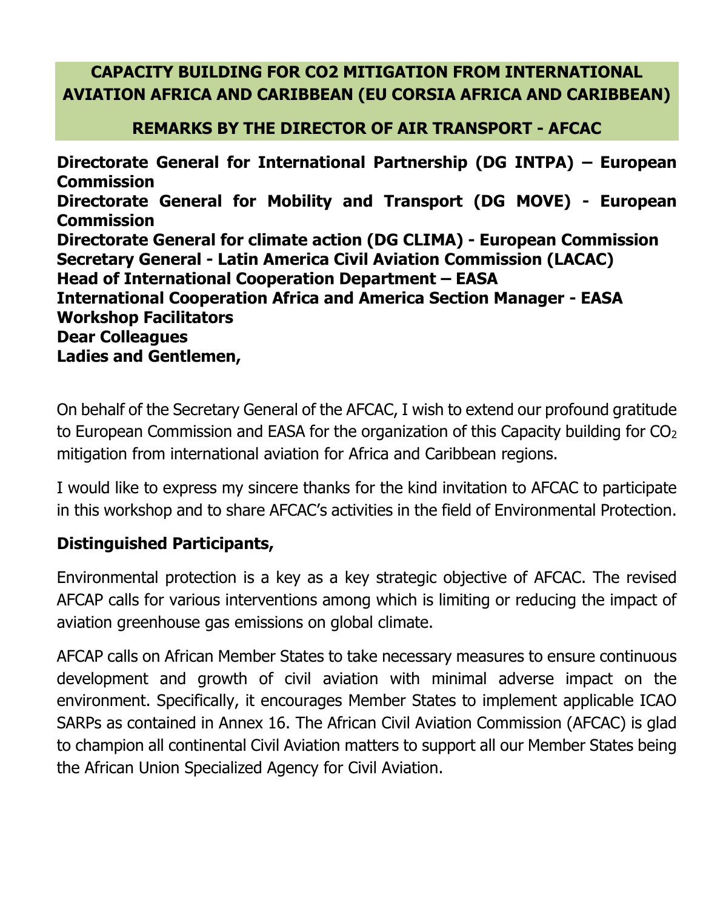**CAPACITY BUILDING FOR CO2 MITIGATION FROM INTERNATIONAL AVIATION AFRICA AND CARIBBEAN (EU CORSIA AFRICA AND CARIBBEAN)**

**REMARKS BY THE DIRECTOR OF AIR TRANSPORT - AFCAC**

**Directorate General for International Partnership (DG INTPA) – European Commission**
**Directorate General for Mobility and Transport (DG MOVE) - European Commission**
**Directorate General for climate action (DG CLIMA) - European Commission**
**Secretary General - Latin America Civil Aviation Commission (LACAC)**
**Head of International Cooperation Department – EASA**
**International Cooperation Africa and America Section Manager - EASA**
**Workshop Facilitators**
**Dear Colleagues**
**Ladies and Gentlemen,**

On behalf of the Secretary General of the AFCAC, I wish to extend our profound gratitude to European Commission and EASA for the organization of this Capacity building for $CO_2$ mitigation from international aviation for Africa and Caribbean regions.

I would like to express my sincere thanks for the kind invitation to AFCAC to participate in this workshop and to share AFCAC's activities in the field of Environmental Protection.

**Distinguished Participants,**

Environmental protection is a key as a key strategic objective of AFCAC. The revised AFCAP calls for various interventions among which is limiting or reducing the impact of aviation greenhouse gas emissions on global climate.

AFCAP calls on African Member States to take necessary measures to ensure continuous development and growth of civil aviation with minimal adverse impact on the environment. Specifically, it encourages Member States to implement applicable ICAO SARPs as contained in Annex 16. The African Civil Aviation Commission (AFCAC) is glad to champion all continental Civil Aviation matters to support all our Member States being the African Union Specialized Agency for Civil Aviation.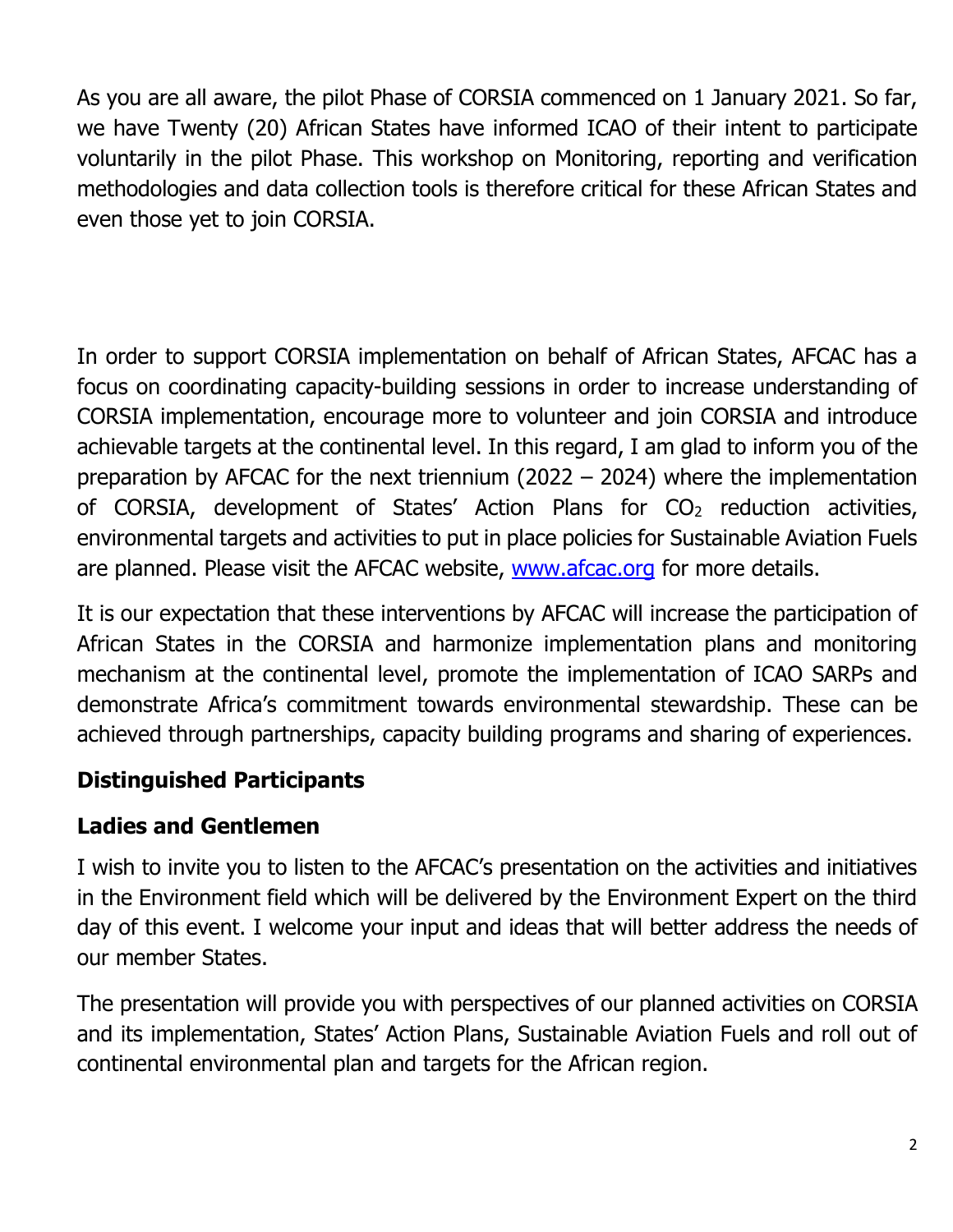As you are all aware, the pilot Phase of CORSIA commenced on 1 January 2021. So far, we have Twenty (20) African States have informed ICAO of their intent to participate voluntarily in the pilot Phase. This workshop on Monitoring, reporting and verification methodologies and data collection tools is therefore critical for these African States and even those yet to join CORSIA.

In order to support CORSIA implementation on behalf of African States, AFCAC has a focus on coordinating capacity-building sessions in order to increase understanding of CORSIA implementation, encourage more to volunteer and join CORSIA and introduce achievable targets at the continental level. In this regard, I am glad to inform you of the preparation by AFCAC for the next triennium (2022 – 2024) where the implementation of CORSIA, development of States' Action Plans for $CO_2$ reduction activities, environmental targets and activities to put in place policies for Sustainable Aviation Fuels are planned. Please visit the AFCAC website, [www.afcac.org](www.afcac.org) for more details.

It is our expectation that these interventions by AFCAC will increase the participation of African States in the CORSIA and harmonize implementation plans and monitoring mechanism at the continental level, promote the implementation of ICAO SARPs and demonstrate Africa's commitment towards environmental stewardship. These can be achieved through partnerships, capacity building programs and sharing of experiences.

**Distinguished Participants**

**Ladies and Gentlemen**

I wish to invite you to listen to the AFCAC's presentation on the activities and initiatives in the Environment field which will be delivered by the Environment Expert on the third day of this event. I welcome your input and ideas that will better address the needs of our member States.

The presentation will provide you with perspectives of our planned activities on CORSIA and its implementation, States' Action Plans, Sustainable Aviation Fuels and roll out of continental environmental plan and targets for the African region.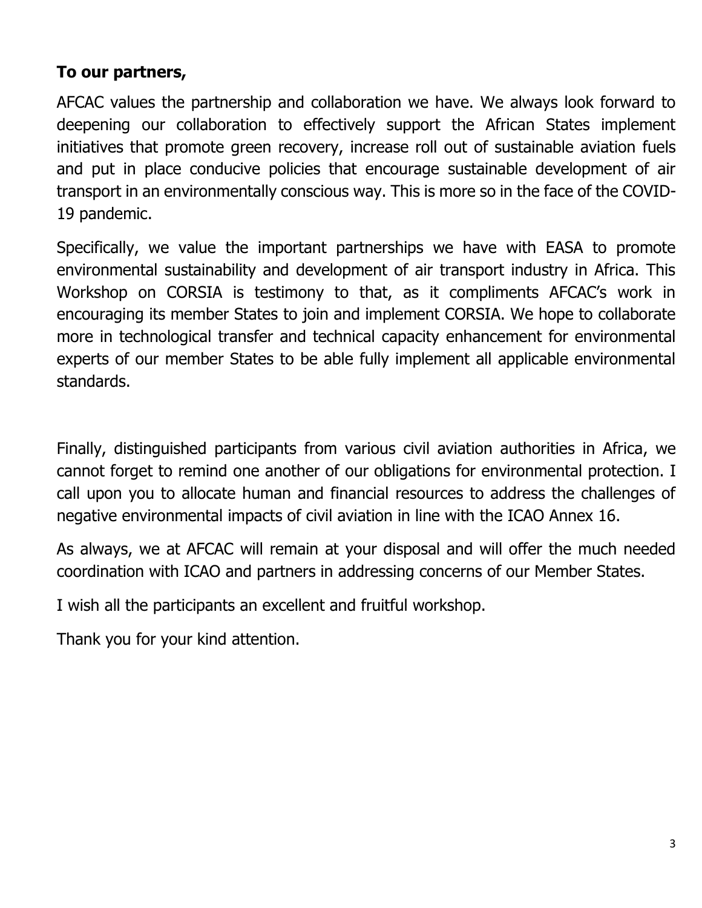**To our partners,**

AFCAC values the partnership and collaboration we have. We always look forward to deepening our collaboration to effectively support the African States implement initiatives that promote green recovery, increase roll out of sustainable aviation fuels and put in place conducive policies that encourage sustainable development of air transport in an environmentally conscious way. This is more so in the face of the COVID-19 pandemic.

Specifically, we value the important partnerships we have with EASA to promote environmental sustainability and development of air transport industry in Africa. This Workshop on CORSIA is testimony to that, as it compliments AFCAC's work in encouraging its member States to join and implement CORSIA. We hope to collaborate more in technological transfer and technical capacity enhancement for environmental experts of our member States to be able fully implement all applicable environmental standards.

Finally, distinguished participants from various civil aviation authorities in Africa, we cannot forget to remind one another of our obligations for environmental protection. I call upon you to allocate human and financial resources to address the challenges of negative environmental impacts of civil aviation in line with the ICAO Annex 16.

As always, we at AFCAC will remain at your disposal and will offer the much needed coordination with ICAO and partners in addressing concerns of our Member States.

I wish all the participants an excellent and fruitful workshop.

Thank you for your kind attention.